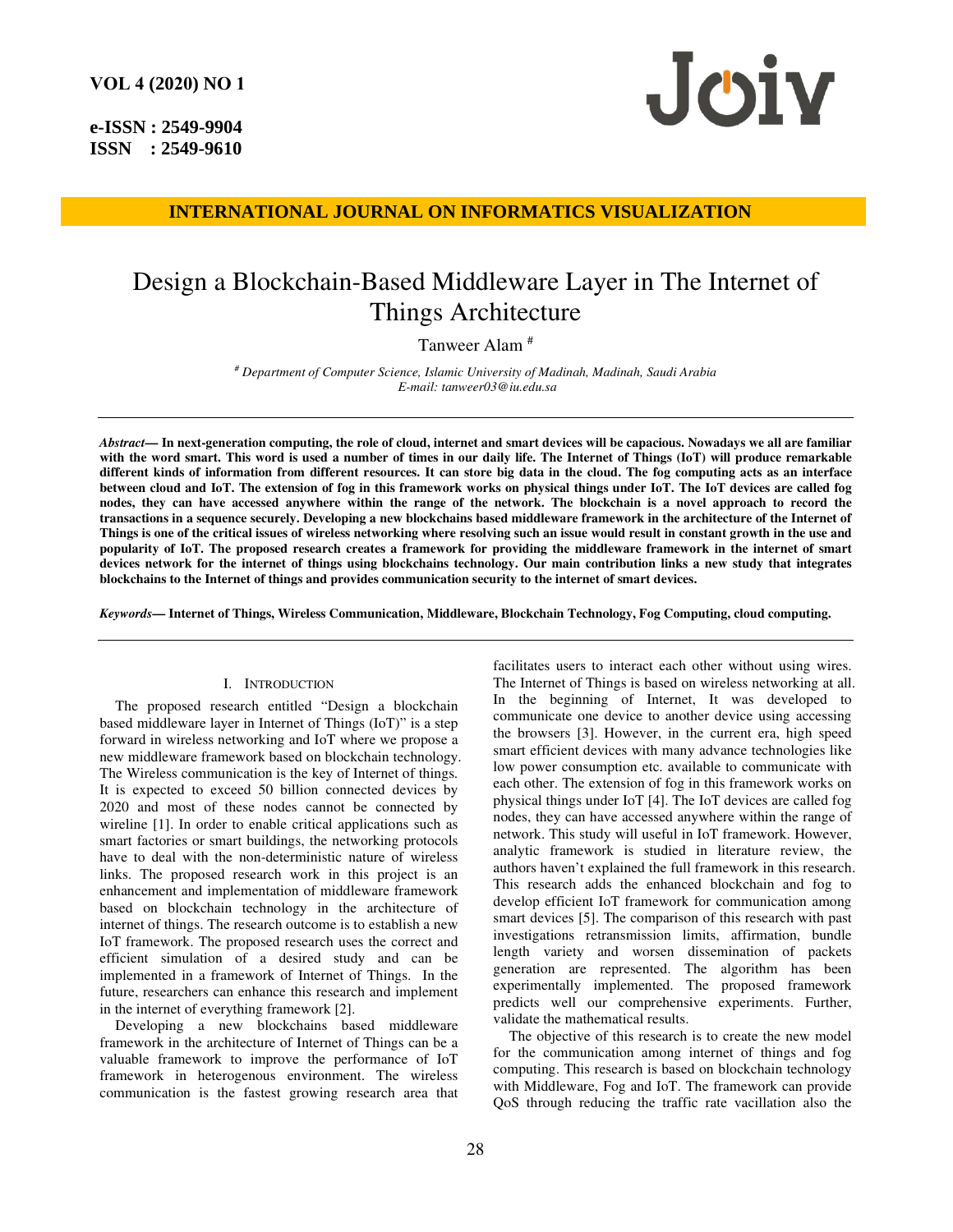INTERNATIONAL JOURNAL ON INFORMATICS VISUALIZATION

# Design a Blockchain-Based Middleware Layer in The Internet of Things Architecture

Tanweer Alam [#]

[#] *Department of Computer Science, Islamic University of Madinah, Madinah, Saudi Arabia*
*E-mail: tanweer03@iu.edu.sa*

***Abstract*— In next-generation computing, the role of cloud, internet and smart devices will be capacious. Nowadays we all are familiar with the word smart. This word is used a number of times in our daily life. The Internet of Things (IoT) will produce remarkable different kinds of information from different resources. It can store big data in the cloud. The fog computing acts as an interface between cloud and IoT. The extension of fog in this framework works on physical things under IoT. The IoT devices are called fog nodes, they can have accessed anywhere within the range of the network. The blockchain is a novel approach to record the transactions in a sequence securely. Developing a new blockchains based middleware framework in the architecture of the Internet of Things is one of the critical issues of wireless networking where resolving such an issue would result in constant growth in the use and popularity of IoT. The proposed research creates a framework for providing the middleware framework in the internet of smart devices network for the internet of things using blockchains technology. Our main contribution links a new study that integrates blockchains to the Internet of things and provides communication security to the internet of smart devices.**

***Keywords*— Internet of Things, Wireless Communication, Middleware, Blockchain Technology, Fog Computing, cloud computing.**

## I. Introduction

The proposed research entitled "Design a blockchain based middleware layer in Internet of Things (IoT)" is a step forward in wireless networking and IoT where we propose a new middleware framework based on blockchain technology. The Wireless communication is the key of Internet of things. It is expected to exceed 50 billion connected devices by 2020 and most of these nodes cannot be connected by wireline [1]. In order to enable critical applications such as smart factories or smart buildings, the networking protocols have to deal with the non-deterministic nature of wireless links. The proposed research work in this project is an enhancement and implementation of middleware framework based on blockchain technology in the architecture of internet of things. The research outcome is to establish a new IoT framework. The proposed research uses the correct and efficient simulation of a desired study and can be implemented in a framework of Internet of Things. In the future, researchers can enhance this research and implement in the internet of everything framework [2].

Developing a new blockchains based middleware framework in the architecture of Internet of Things can be a valuable framework to improve the performance of IoT framework in heterogenous environment. The wireless communication is the fastest growing research area that facilitates users to interact each other without using wires. The Internet of Things is based on wireless networking at all. In the beginning of Internet, It was developed to communicate one device to another device using accessing the browsers [3]. However, in the current era, high speed smart efficient devices with many advance technologies like low power consumption etc. available to communicate with each other. The extension of fog in this framework works on physical things under IoT [4]. The IoT devices are called fog nodes, they can have accessed anywhere within the range of network. This study will useful in IoT framework. However, analytic framework is studied in literature review, the authors haven't explained the full framework in this research. This research adds the enhanced blockchain and fog to develop efficient IoT framework for communication among smart devices [5]. The comparison of this research with past investigations retransmission limits, affirmation, bundle length variety and worsen dissemination of packets generation are represented. The algorithm has been experimentally implemented. The proposed framework predicts well our comprehensive experiments. Further, validate the mathematical results.

The objective of this research is to create the new model for the communication among internet of things and fog computing. This research is based on blockchain technology with Middleware, Fog and IoT. The framework can provide QoS through reducing the traffic rate vacillation also the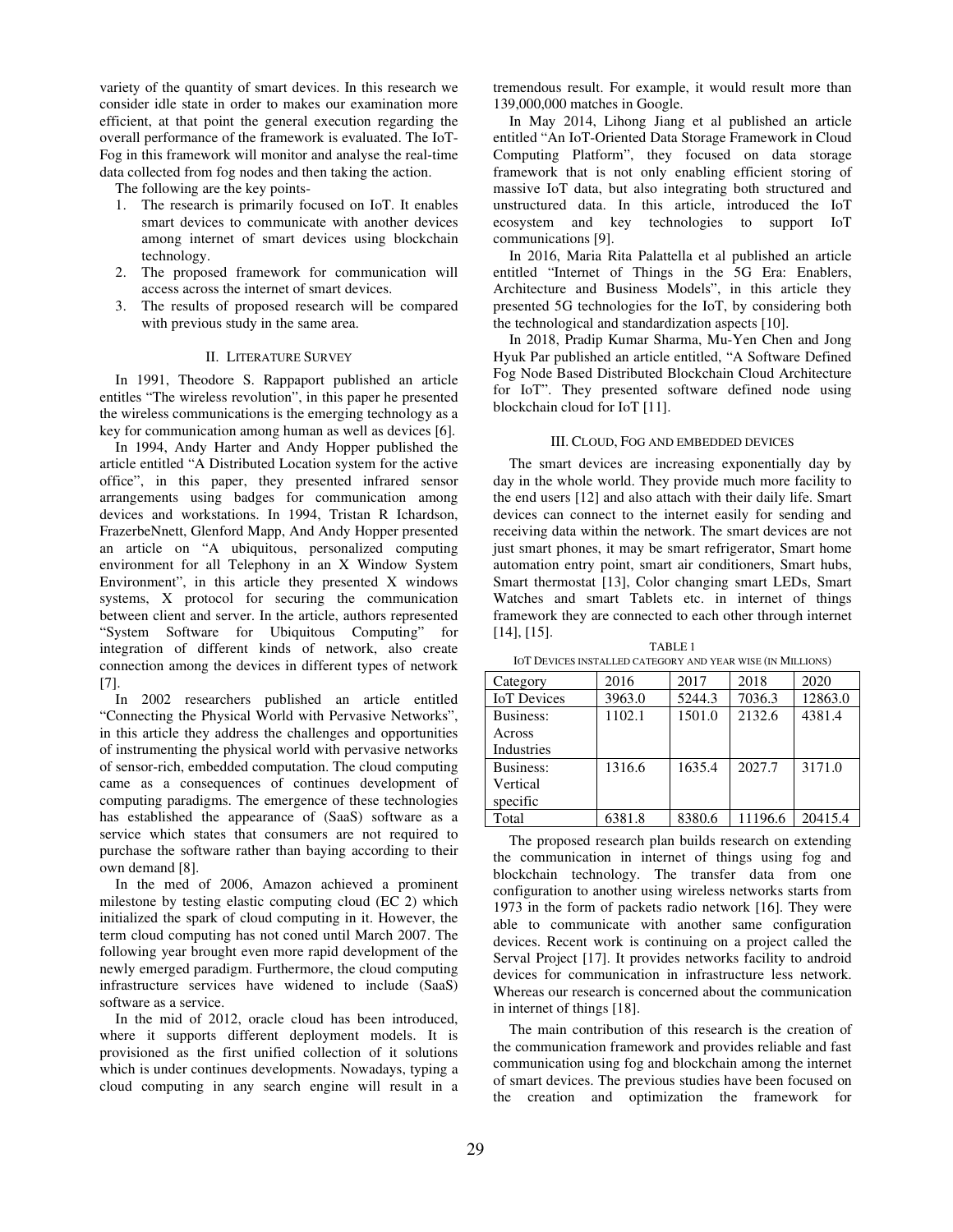variety of the quantity of smart devices. In this research we consider idle state in order to makes our examination more efficient, at that point the general execution regarding the overall performance of the framework is evaluated. The IoT-Fog in this framework will monitor and analyse the real-time data collected from fog nodes and then taking the action.

The following are the key points-

1. The research is primarily focused on IoT. It enables smart devices to communicate with another devices among internet of smart devices using blockchain technology.
2. The proposed framework for communication will access across the internet of smart devices.
3. The results of proposed research will be compared with previous study in the same area.

## II. Literature Survey

In 1991, Theodore S. Rappaport published an article entitles "The wireless revolution", in this paper he presented the wireless communications is the emerging technology as a key for communication among human as well as devices [6].

In 1994, Andy Harter and Andy Hopper published the article entitled "A Distributed Location system for the active office", in this paper, they presented infrared sensor arrangements using badges for communication among devices and workstations. In 1994, Tristan R Ichardson, FrazerbeNnett, Glenford Mapp, And Andy Hopper presented an article on "A ubiquitous, personalized computing environment for all Telephony in an X Window System Environment", in this article they presented X windows systems, X protocol for securing the communication between client and server. In the article, authors represented "System Software for Ubiquitous Computing" for integration of different kinds of network, also create connection among the devices in different types of network [7].

In 2002 researchers published an article entitled "Connecting the Physical World with Pervasive Networks", in this article they address the challenges and opportunities of instrumenting the physical world with pervasive networks of sensor-rich, embedded computation. The cloud computing came as a consequences of continues development of computing paradigms. The emergence of these technologies has established the appearance of (SaaS) software as a service which states that consumers are not required to purchase the software rather than baying according to their own demand [8].

In the med of 2006, Amazon achieved a prominent milestone by testing elastic computing cloud (EC 2) which initialized the spark of cloud computing in it. However, the term cloud computing has not coned until March 2007. The following year brought even more rapid development of the newly emerged paradigm. Furthermore, the cloud computing infrastructure services have widened to include (SaaS) software as a service.

In the mid of 2012, oracle cloud has been introduced, where it supports different deployment models. It is provisioned as the first unified collection of it solutions which is under continues developments. Nowadays, typing a cloud computing in any search engine will result in a tremendous result. For example, it would result more than 139,000,000 matches in Google.

In May 2014, Lihong Jiang et al published an article entitled "An IoT-Oriented Data Storage Framework in Cloud Computing Platform", they focused on data storage framework that is not only enabling efficient storing of massive IoT data, but also integrating both structured and unstructured data. In this article, introduced the IoT ecosystem and key technologies to support IoT communications [9].

In 2016, Maria Rita Palattella et al published an article entitled "Internet of Things in the 5G Era: Enablers, Architecture and Business Models", in this article they presented 5G technologies for the IoT, by considering both the technological and standardization aspects [10].

In 2018, Pradip Kumar Sharma, Mu-Yen Chen and Jong Hyuk Par published an article entitled, "A Software Defined Fog Node Based Distributed Blockchain Cloud Architecture for IoT". They presented software defined node using blockchain cloud for IoT [11].

## III. Cloud, Fog and embedded devices

The smart devices are increasing exponentially day by day in the whole world. They provide much more facility to the end users [12] and also attach with their daily life. Smart devices can connect to the internet easily for sending and receiving data within the network. The smart devices are not just smart phones, it may be smart refrigerator, Smart home automation entry point, smart air conditioners, Smart hubs, Smart thermostat [13], Color changing smart LEDs, Smart Watches and smart Tablets etc. in internet of things framework they are connected to each other through internet [14], [15].

TABLE 1
IoT Devices installed category and year wise (in Millions)

| Category | 2016 | 2017 | 2018 | 2020 |
|---|---|---|---|---|
| IoT Devices | 3963.0 | 5244.3 | 7036.3 | 12863.0 |
| Business: Across Industries | 1102.1 | 1501.0 | 2132.6 | 4381.4 |
| Business: Vertical specific | 1316.6 | 1635.4 | 2027.7 | 3171.0 |
| Total | 6381.8 | 8380.6 | 11196.6 | 20415.4 |

The proposed research plan builds research on extending the communication in internet of things using fog and blockchain technology. The transfer data from one configuration to another using wireless networks starts from 1973 in the form of packets radio network [16]. They were able to communicate with another same configuration devices. Recent work is continuing on a project called the Serval Project [17]. It provides networks facility to android devices for communication in infrastructure less network. Whereas our research is concerned about the communication in internet of things [18].

The main contribution of this research is the creation of the communication framework and provides reliable and fast communication using fog and blockchain among the internet of smart devices. The previous studies have been focused on the creation and optimization the framework for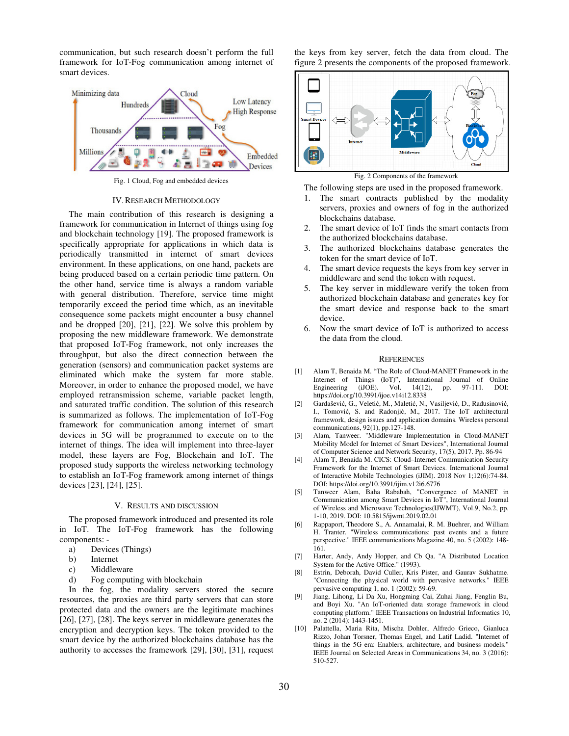communication, but such research doesn't perform the full framework for IoT-Fog communication among internet of smart devices.

Fig. 1 Cloud, Fog and embedded devices

## IV. Research Methodology

The main contribution of this research is designing a framework for communication in Internet of things using fog and blockchain technology [19]. The proposed framework is specifically appropriate for applications in which data is periodically transmitted in internet of smart devices environment. In these applications, on one hand, packets are being produced based on a certain periodic time pattern. On the other hand, service time is always a random variable with general distribution. Therefore, service time might temporarily exceed the period time which, as an inevitable consequence some packets might encounter a busy channel and be dropped [20], [21], [22]. We solve this problem by proposing the new middleware framework. We demonstrate that proposed IoT-Fog framework, not only increases the throughput, but also the direct connection between the generation (sensors) and communication packet systems are eliminated which make the system far more stable. Moreover, in order to enhance the proposed model, we have employed retransmission scheme, variable packet length, and saturated traffic condition. The solution of this research is summarized as follows. The implementation of IoT-Fog framework for communication among internet of smart devices in 5G will be programmed to execute on to the internet of things. The idea will implement into three-layer model, these layers are Fog, Blockchain and IoT. The proposed study supports the wireless networking technology to establish an IoT-Fog framework among internet of things devices [23], [24], [25].

## V. Results and Discussion

The proposed framework introduced and presented its role in IoT. The IoT-Fog framework has the following components: -

a) Devices (Things)
b) Internet
c) Middleware
d) Fog computing with blockchain

In the fog, the modality servers stored the secure resources, the proxies are third party servers that can store protected data and the owners are the legitimate machines [26], [27], [28]. The keys server in middleware generates the encryption and decryption keys. The token provided to the smart device by the authorized blockchains database has the authority to accesses the framework [29], [30], [31], request the keys from key server, fetch the data from cloud. The figure 2 presents the components of the proposed framework.

Fig. 2 Components of the framework

The following steps are used in the proposed framework.

1. The smart contracts published by the modality servers, proxies and owners of fog in the authorized blockchains database.
2. The smart device of IoT finds the smart contacts from the authorized blockchains database.
3. The authorized blockchains database generates the token for the smart device of IoT.
4. The smart device requests the keys from key server in middleware and send the token with request.
5. The key server in middleware verify the token from authorized blockchain database and generates key for the smart device and response back to the smart device.
6. Now the smart device of IoT is authorized to access the data from the cloud.

## References

[1] Alam T, Benaida M. "The Role of Cloud-MANET Framework in the Internet of Things (IoT)", International Journal of Online Engineering (iJOE). Vol. 14(12), pp. 97-111. DOI: https://doi.org/10.3991/ijoe.v14i12.8338

[2] Gardašević, G., Veletić, M., Maletić, N., Vasiljević, D., Radusinović, I., Tomović, S. and Radonjić, M., 2017. The IoT architectural framework, design issues and application domains. Wireless personal communications, 92(1), pp.127-148.

[3] Alam, Tanweer. "Middleware Implementation in Cloud-MANET Mobility Model for Internet of Smart Devices", International Journal of Computer Science and Network Security, 17(5), 2017. Pp. 86-94

[4] Alam T, Benaida M. CICS: Cloud–Internet Communication Security Framework for the Internet of Smart Devices. International Journal of Interactive Mobile Technologies (iJIM). 2018 Nov 1;12(6):74-84. DOI: https://doi.org/10.3991/ijim.v12i6.6776

[5] Tanweer Alam, Baha Rababah, "Convergence of MANET in Communication among Smart Devices in IoT", International Journal of Wireless and Microwave Technologies(IJWMT), Vol.9, No.2, pp. 1-10, 2019. DOI: 10.5815/ijwmt.2019.02.01

[6] Rappaport, Theodore S., A. Annamalai, R. M. Buehrer, and William H. Tranter. "Wireless communications: past events and a future perspective." IEEE communications Magazine 40, no. 5 (2002): 148-161.

[7] Harter, Andy, Andy Hopper, and Cb Qa. "A Distributed Location System for the Active Office." (1993).

[8] Estrin, Deborah, David Culler, Kris Pister, and Gaurav Sukhatme. "Connecting the physical world with pervasive networks." IEEE pervasive computing 1, no. 1 (2002): 59-69.

[9] Jiang, Lihong, Li Da Xu, Hongming Cai, Zuhai Jiang, Fenglin Bu, and Boyi Xu. "An IoT-oriented data storage framework in cloud computing platform." IEEE Transactions on Industrial Informatics 10, no. 2 (2014): 1443-1451.

[10] Palattella, Maria Rita, Mischa Dohler, Alfredo Grieco, Gianluca Rizzo, Johan Torsner, Thomas Engel, and Latif Ladid. "Internet of things in the 5G era: Enablers, architecture, and business models." IEEE Journal on Selected Areas in Communications 34, no. 3 (2016): 510-527.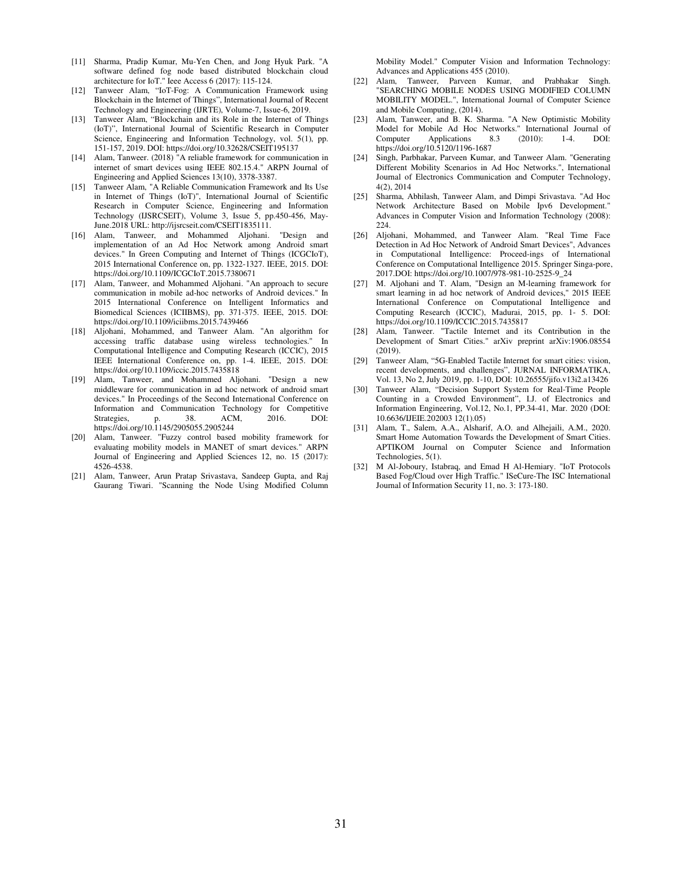[11] Sharma, Pradip Kumar, Mu-Yen Chen, and Jong Hyuk Park. "A software defined fog node based distributed blockchain cloud architecture for IoT." Ieee Access 6 (2017): 115-124.

[12] Tanweer Alam, "IoT-Fog: A Communication Framework using Blockchain in the Internet of Things", International Journal of Recent Technology and Engineering (IJRTE), Volume-7, Issue-6, 2019.

[13] Tanweer Alam, "Blockchain and its Role in the Internet of Things (IoT)", International Journal of Scientific Research in Computer Science, Engineering and Information Technology, vol. 5(1), pp. 151-157, 2019. DOI: https://doi.org/10.32628/CSEIT195137

[14] Alam, Tanweer. (2018) "A reliable framework for communication in internet of smart devices using IEEE 802.15.4." ARPN Journal of Engineering and Applied Sciences 13(10), 3378-3387.

[15] Tanweer Alam, "A Reliable Communication Framework and Its Use in Internet of Things (IoT)", International Journal of Scientific Research in Computer Science, Engineering and Information Technology (IJSRCSEIT), Volume 3, Issue 5, pp.450-456, May-June.2018 URL: http://ijsrcseit.com/CSEIT1835111.

[16] Alam, Tanweer, and Mohammed Aljohani. "Design and implementation of an Ad Hoc Network among Android smart devices." In Green Computing and Internet of Things (ICGCIoT), 2015 International Conference on, pp. 1322-1327. IEEE, 2015. DOI: https://doi.org/10.1109/ICGCIoT.2015.7380671

[17] Alam, Tanweer, and Mohammed Aljohani. "An approach to secure communication in mobile ad-hoc networks of Android devices." In 2015 International Conference on Intelligent Informatics and Biomedical Sciences (ICIIBMS), pp. 371-375. IEEE, 2015. DOI: https://doi.org/10.1109/iciibms.2015.7439466

[18] Aljohani, Mohammed, and Tanweer Alam. "An algorithm for accessing traffic database using wireless technologies." In Computational Intelligence and Computing Research (ICCIC), 2015 IEEE International Conference on, pp. 1-4. IEEE, 2015. DOI: https://doi.org/10.1109/iccic.2015.7435818

[19] Alam, Tanweer, and Mohammed Aljohani. "Design a new middleware for communication in ad hoc network of android smart devices." In Proceedings of the Second International Conference on Information and Communication Technology for Competitive Strategies, p. 38. ACM, 2016. DOI: https://doi.org/10.1145/2905055.2905244

[20] Alam, Tanweer. "Fuzzy control based mobility framework for evaluating mobility models in MANET of smart devices." ARPN Journal of Engineering and Applied Sciences 12, no. 15 (2017): 4526-4538.

[21] Alam, Tanweer, Arun Pratap Srivastava, Sandeep Gupta, and Raj Gaurang Tiwari. "Scanning the Node Using Modified Column Mobility Model." Computer Vision and Information Technology: Advances and Applications 455 (2010).

[22] Alam, Tanweer, Parveen Kumar, and Prabhakar Singh. "SEARCHING MOBILE NODES USING MODIFIED COLUMN MOBILITY MODEL.", International Journal of Computer Science and Mobile Computing, (2014).

[23] Alam, Tanweer, and B. K. Sharma. "A New Optimistic Mobility Model for Mobile Ad Hoc Networks." International Journal of Computer Applications 8.3 (2010): 1-4. DOI: https://doi.org/10.5120/1196-1687

[24] Singh, Parbhakar, Parveen Kumar, and Tanweer Alam. "Generating Different Mobility Scenarios in Ad Hoc Networks.", International Journal of Electronics Communication and Computer Technology, 4(2), 2014

[25] Sharma, Abhilash, Tanweer Alam, and Dimpi Srivastava. "Ad Hoc Network Architecture Based on Mobile Ipv6 Development." Advances in Computer Vision and Information Technology (2008): 224.

[26] Aljohani, Mohammed, and Tanweer Alam. "Real Time Face Detection in Ad Hoc Network of Android Smart Devices", Advances in Computational Intelligence: Proceed-ings of International Conference on Computational Intelligence 2015. Springer Singa-pore, 2017.DOI: https://doi.org/10.1007/978-981-10-2525-9_24

[27] M. Aljohani and T. Alam, "Design an M-learning framework for smart learning in ad hoc network of Android devices," 2015 IEEE International Conference on Computational Intelligence and Computing Research (ICCIC), Madurai, 2015, pp. 1- 5. DOI: https://doi.org/10.1109/ICCIC.2015.7435817

[28] Alam, Tanweer. "Tactile Internet and its Contribution in the Development of Smart Cities." arXiv preprint arXiv:1906.08554 (2019).

[29] Tanweer Alam, "5G-Enabled Tactile Internet for smart cities: vision, recent developments, and challenges", JURNAL INFORMATIKA, Vol. 13, No 2, July 2019, pp. 1-10, DOI: 10.26555/jifo.v13i2.a13426

[30] Tanweer Alam, "Decision Support System for Real-Time People Counting in a Crowded Environment", I.J. of Electronics and Information Engineering, Vol.12, No.1, PP.34-41, Mar. 2020 (DOI: 10.6636/IJEIE.202003 12(1).05)

[31] Alam, T., Salem, A.A., Alsharif, A.O. and Alhejaili, A.M., 2020. Smart Home Automation Towards the Development of Smart Cities. APTIKOM Journal on Computer Science and Information Technologies, 5(1).

[32] M Al-Joboury, Istabraq, and Emad H Al-Hemiary. "IoT Protocols Based Fog/Cloud over High Traffic." ISeCure-The ISC International Journal of Information Security 11, no. 3: 173-180.